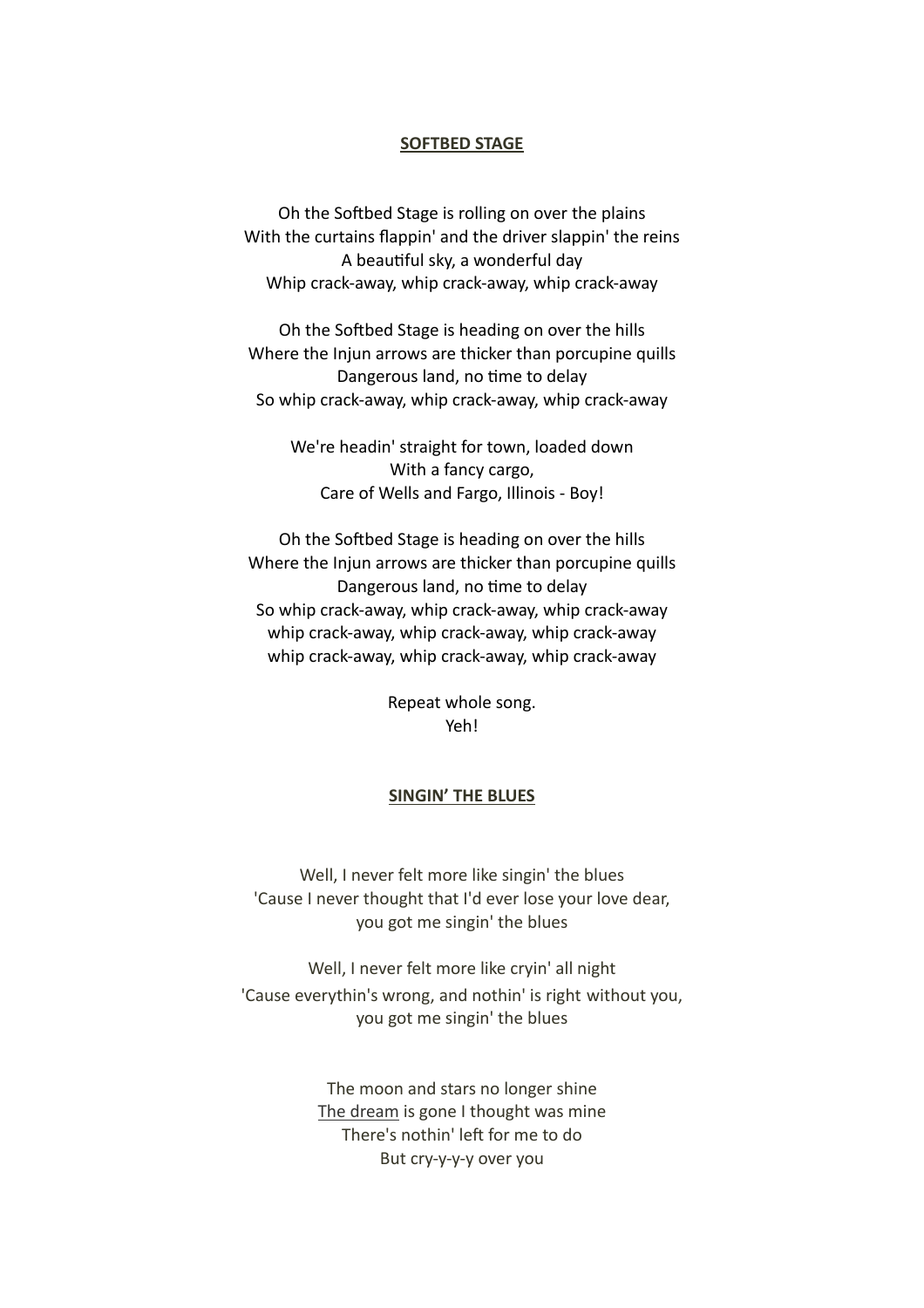## SOFTBED STAGE

Oh the Softbed Stage is rolling on over the plains
With the curtains flappin' and the driver slappin' the reins
A beautiful sky, a wonderful day
Whip crack-away, whip crack-away, whip crack-away

Oh the Softbed Stage is heading on over the hills
Where the Injun arrows are thicker than porcupine quills
Dangerous land, no time to delay
So whip crack-away, whip crack-away, whip crack-away

We're headin' straight for town, loaded down
With a fancy cargo,
Care of Wells and Fargo, Illinois - Boy!

Oh the Softbed Stage is heading on over the hills
Where the Injun arrows are thicker than porcupine quills
Dangerous land, no time to delay
So whip crack-away, whip crack-away, whip crack-away
whip crack-away, whip crack-away, whip crack-away
whip crack-away, whip crack-away, whip crack-away

Repeat whole song.
Yeh!

## SINGIN' THE BLUES

Well, I never felt more like singin' the blues
'Cause I never thought that I'd ever lose your love dear,
you got me singin' the blues

Well, I never felt more like cryin' all night
'Cause everythin's wrong, and nothin' is right without you,
you got me singin' the blues

The moon and stars no longer shine
The dream is gone I thought was mine
There's nothin' left for me to do
But cry-y-y-y over you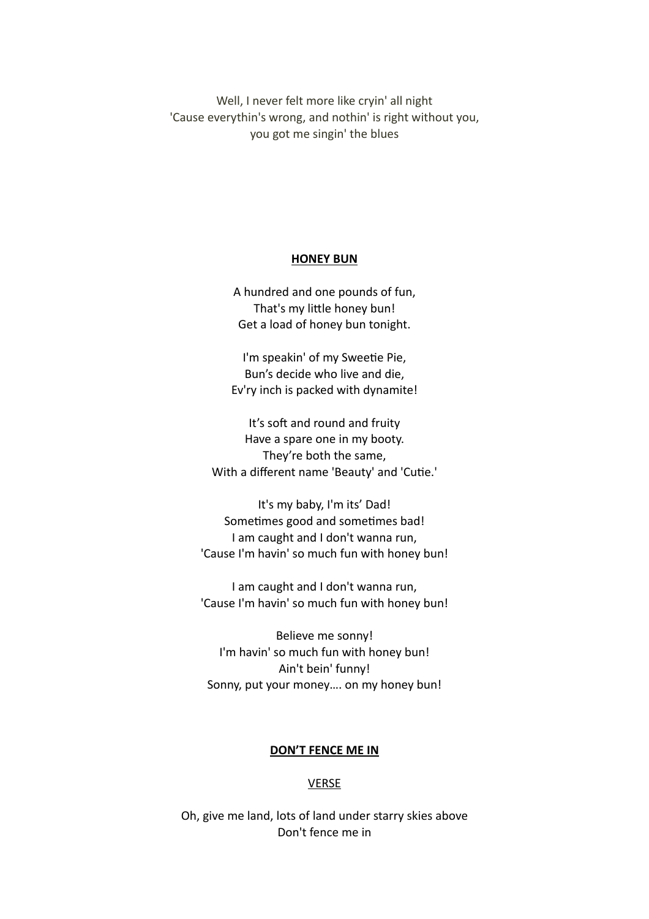Well, I never felt more like cryin' all night
'Cause everythin's wrong, and nothin' is right without you,
you got me singin' the blues

## HONEY BUN

A hundred and one pounds of fun,
That's my little honey bun!
Get a load of honey bun tonight.

I'm speakin' of my Sweetie Pie,
Bun's decide who live and die,
Ev'ry inch is packed with dynamite!

It's soft and round and fruity
Have a spare one in my booty.
They're both the same,
With a different name 'Beauty' and 'Cutie.'

It's my baby, I'm its' Dad!
Sometimes good and sometimes bad!
I am caught and I don't wanna run,
'Cause I'm havin' so much fun with honey bun!

I am caught and I don't wanna run,
'Cause I'm havin' so much fun with honey bun!

Believe me sonny!
I'm havin' so much fun with honey bun!
Ain't bein' funny!
Sonny, put your money…. on my honey bun!

## DON'T FENCE ME IN

VERSE

Oh, give me land, lots of land under starry skies above
Don't fence me in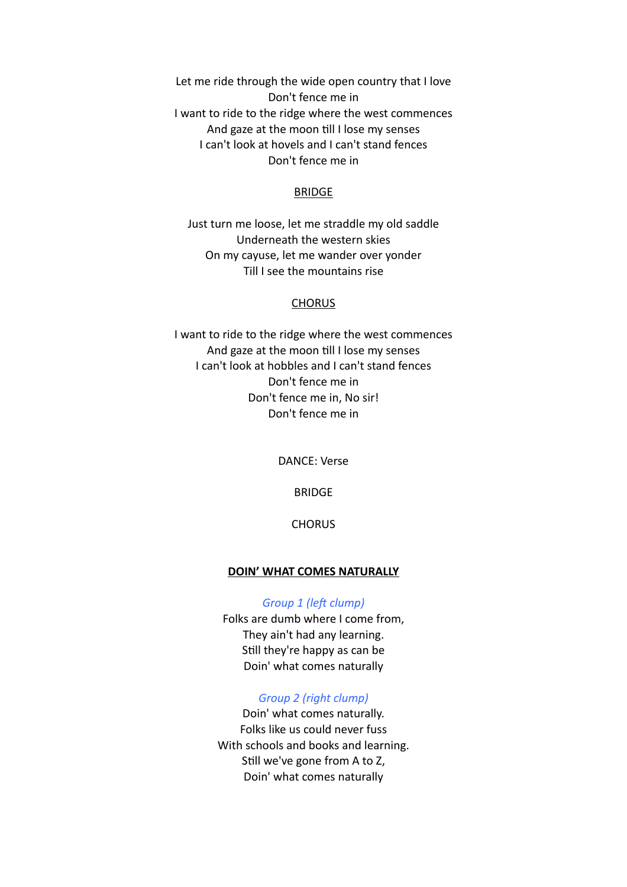Let me ride through the wide open country that I love
Don't fence me in
I want to ride to the ridge where the west commences
And gaze at the moon till I lose my senses
I can't look at hovels and I can't stand fences
Don't fence me in

<u>BRIDGE</u>

Just turn me loose, let me straddle my old saddle
Underneath the western skies
On my cayuse, let me wander over yonder
Till I see the mountains rise

<u>CHORUS</u>

I want to ride to the ridge where the west commences
And gaze at the moon till I lose my senses
I can't look at hobbles and I can't stand fences
Don't fence me in
Don't fence me in, No sir!
Don't fence me in

DANCE: Verse

BRIDGE

CHORUS

**<u>DOIN' WHAT COMES NATURALLY</u>**

*Group 1 (left clump)*
Folks are dumb where I come from,
They ain't had any learning.
Still they're happy as can be
Doin' what comes naturally

*Group 2 (right clump)*
Doin' what comes naturally.
Folks like us could never fuss
With schools and books and learning.
Still we've gone from A to Z,
Doin' what comes naturally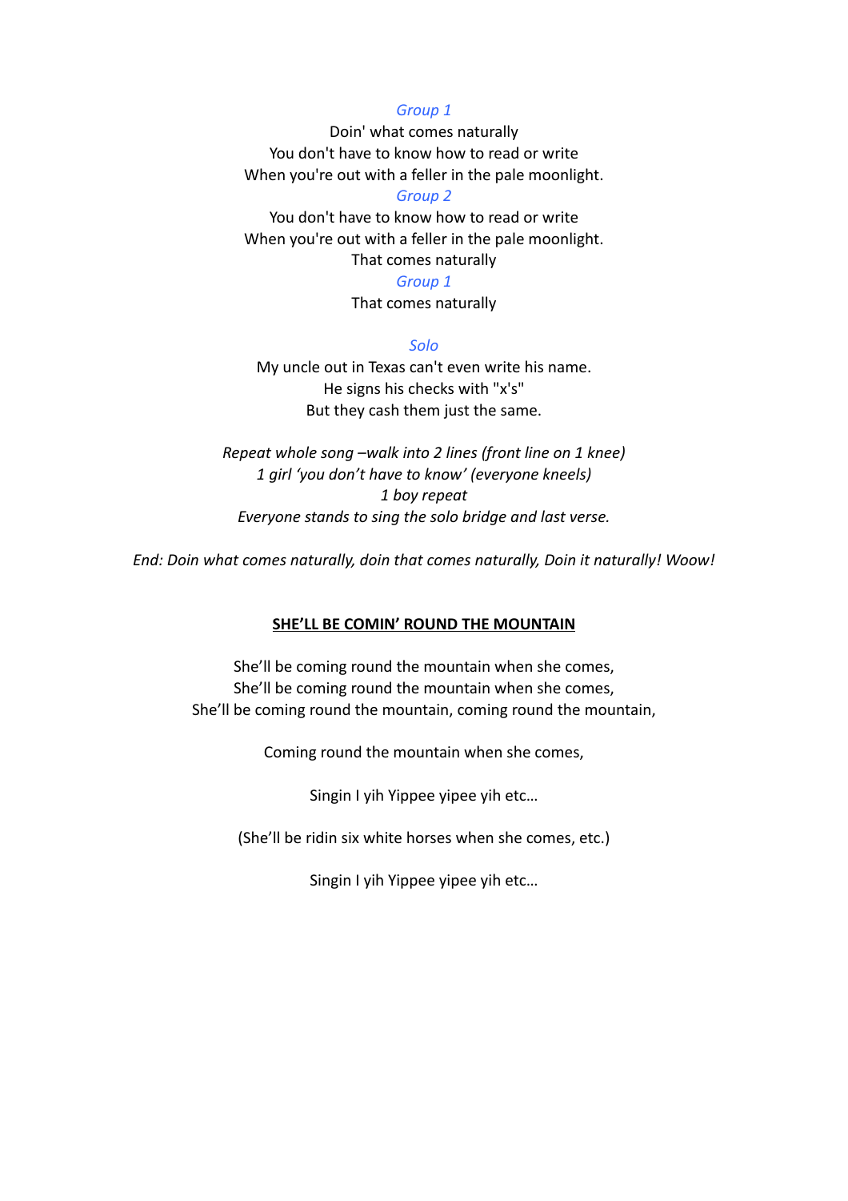*Group 1*

Doin' what comes naturally
You don't have to know how to read or write
When you're out with a feller in the pale moonlight.

*Group 2*

You don't have to know how to read or write
When you're out with a feller in the pale moonlight.
That comes naturally

*Group 1*

That comes naturally

*Solo*

My uncle out in Texas can't even write his name.
He signs his checks with "x's"
But they cash them just the same.

*Repeat whole song –walk into 2 lines (front line on 1 knee)*
*1 girl 'you don't have to know' (everyone kneels)*
*1 boy repeat*
*Everyone stands to sing the solo bridge and last verse.*

*End: Doin what comes naturally, doin that comes naturally, Doin it naturally! Woow!*

**<u>SHE'LL BE COMIN' ROUND THE MOUNTAIN</u>**

She'll be coming round the mountain when she comes,
She'll be coming round the mountain when she comes,
She'll be coming round the mountain, coming round the mountain,

Coming round the mountain when she comes,

Singin I yih Yippee yipee yih etc…

(She'll be ridin six white horses when she comes, etc.)

Singin I yih Yippee yipee yih etc…